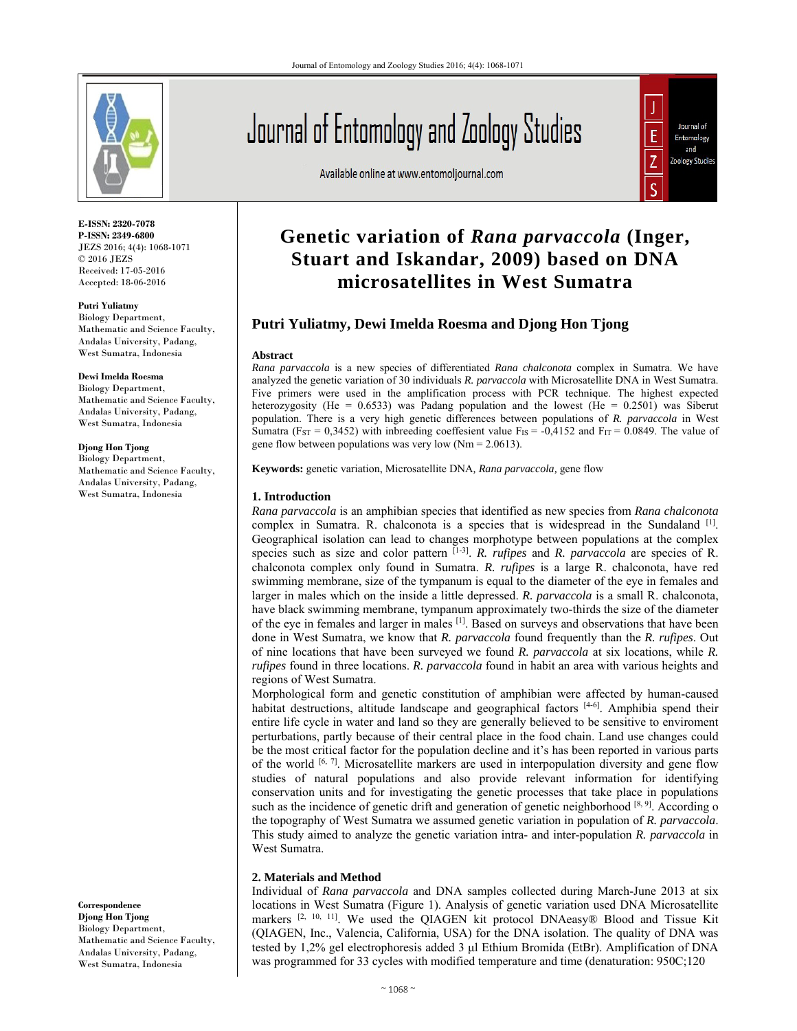E-ISSN: 2320-7078
P-ISSN: 2349-6800
JEZS 2016; 4(4): 1068-1071
© 2016 JEZS
Received: 17-05-2016
Accepted: 18-06-2016

**Putri Yuliatmy**
Biology Department, Mathematic and Science Faculty, Andalas University, Padang, West Sumatra, Indonesia

**Dewi Imelda Roesma**
Biology Department, Mathematic and Science Faculty, Andalas University, Padang, West Sumatra, Indonesia

**Djong Hon Tjong**
Biology Department, Mathematic and Science Faculty, Andalas University, Padang, West Sumatra, Indonesia

**Correspondence**
**Djong Hon Tjong**
Biology Department, Mathematic and Science Faculty, Andalas University, Padang, West Sumatra, Indonesia

# Genetic variation of *Rana parvaccola* (Inger, Stuart and Iskandar, 2009) based on DNA microsatellites in West Sumatra

**Putri Yuliatmy, Dewi Imelda Roesma and Djong Hon Tjong**

## Abstract

*Rana parvaccola* is a new species of differentiated *Rana chalconota* complex in Sumatra. We have analyzed the genetic variation of 30 individuals *R. parvaccola* with Microsatellite DNA in West Sumatra. Five primers were used in the amplification process with PCR technique. The highest expected heterozygosity (He = 0.6533) was Padang population and the lowest (He = 0.2501) was Siberut population. There is a very high genetic differences between populations of *R. parvaccola* in West Sumatra ($F_{ST}$ = 0,3452) with inbreeding coeffesient value $F_{IS}$ = -0,4152 and $F_{IT}$ = 0.0849. The value of gene flow between populations was very low (Nm = 2.0613).

**Keywords:** genetic variation, Microsatellite DNA, *Rana parvaccola,* gene flow

## 1. Introduction

*Rana parvaccola* is an amphibian species that identified as new species from *Rana chalconota* complex in Sumatra. R. chalconota is a species that is widespread in the Sundaland [1]. Geographical isolation can lead to changes morphotype between populations at the complex species such as size and color pattern [1-3]. *R. rufipes* and *R. parvaccola* are species of R. chalconota complex only found in Sumatra. *R. rufipes* is a large R. chalconota, have red swimming membrane, size of the tympanum is equal to the diameter of the eye in females and larger in males which on the inside a little depressed. *R. parvaccola* is a small R. chalconota, have black swimming membrane, tympanum approximately two-thirds the size of the diameter of the eye in females and larger in males [1]. Based on surveys and observations that have been done in West Sumatra, we know that *R. parvaccola* found frequently than the *R. rufipes*. Out of nine locations that have been surveyed we found *R. parvaccola* at six locations, while *R. rufipes* found in three locations. *R. parvaccola* found in habit an area with various heights and regions of West Sumatra.

Morphological form and genetic constitution of amphibian were affected by human-caused habitat destructions, altitude landscape and geographical factors [4-6]. Amphibia spend their entire life cycle in water and land so they are generally believed to be sensitive to enviroment perturbations, partly because of their central place in the food chain. Land use changes could be the most critical factor for the population decline and it's has been reported in various parts of the world [6, 7]. Microsatellite markers are used in interpopulation diversity and gene flow studies of natural populations and also provide relevant information for identifying conservation units and for investigating the genetic processes that take place in populations such as the incidence of genetic drift and generation of genetic neighborhood [8, 9]. According o the topography of West Sumatra we assumed genetic variation in population of *R. parvaccola*. This study aimed to analyze the genetic variation intra- and inter-population *R. parvaccola* in West Sumatra.

## 2. Materials and Method

Individual of *Rana parvaccola* and DNA samples collected during March-June 2013 at six locations in West Sumatra (Figure 1). Analysis of genetic variation used DNA Microsatellite markers [2, 10, 11]. We used the QIAGEN kit protocol DNAeasy® Blood and Tissue Kit (QIAGEN, Inc., Valencia, California, USA) for the DNA isolation. The quality of DNA was tested by 1,2% gel electrophoresis added 3 µl Ethium Bromida (EtBr). Amplification of DNA was programmed for 33 cycles with modified temperature and time (denaturation: 950C;120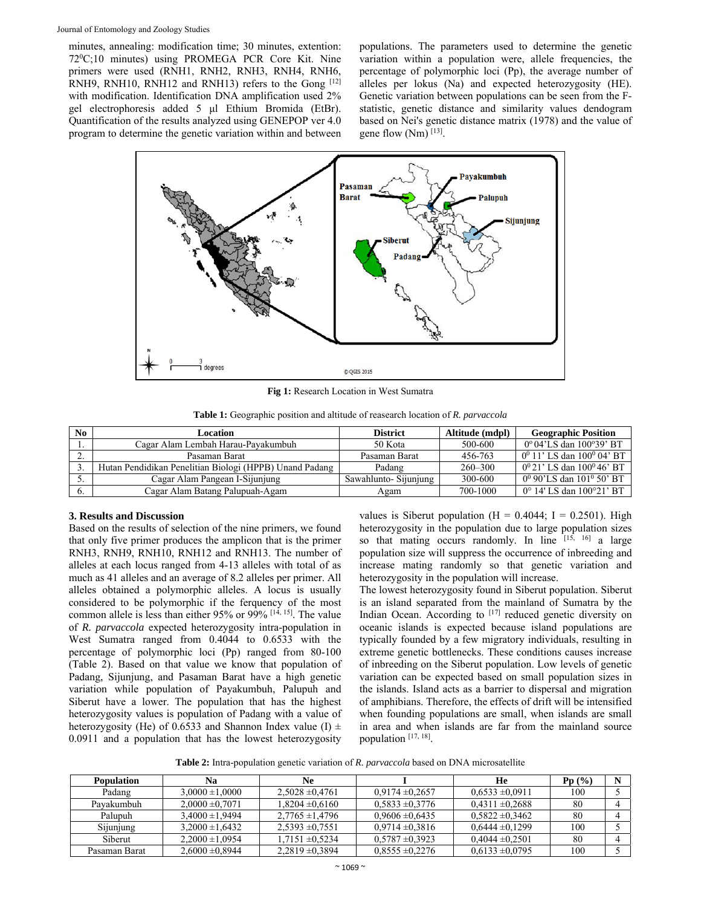minutes, annealing: modification time; 30 minutes, extention: 72$^0$C;10 minutes) using PROMEGA PCR Core Kit. Nine primers were used (RNH1, RNH2, RNH3, RNH4, RNH6, RNH9, RNH10, RNH12 and RNH13) refers to the Gong [12] with modification. Identification DNA amplification used 2% gel electrophoresis added 5 µl Ethium Bromida (EtBr). Quantification of the results analyzed using GENEPOP ver 4.0 program to determine the genetic variation within and between populations. The parameters used to determine the genetic variation within a population were, allele frequencies, the percentage of polymorphic loci (Pp), the average number of alleles per lokus (Na) and expected heterozygosity (HE). Genetic variation between populations can be seen from the F-statistic, genetic distance and similarity values dendogram based on Nei's genetic distance matrix (1978) and the value of gene flow (Nm) [13].

**Fig 1:** Research Location in West Sumatra

**Table 1:** Geographic position and altitude of reasearch location of *R. parvaccola*

| No | Location | District | Altitude (mdpl) | Geographic Position |
|---|---|---|---|---|
| 1. | Cagar Alam Lembah Harau-Payakumbuh | 50 Kota | 500-600 | 0° 04'LS dan 100°39' BT |
| 2. | Pasaman Barat | Pasaman Barat | 456-763 | 0$^0$ 11' LS dan 100$^0$ 04' BT |
| 3. | Hutan Pendidikan Penelitian Biologi (HPPB) Unand Padang | Padang | 260–300 | 0$^0$ 21' LS dan 100$^0$ 46' BT |
| 5. | Cagar Alam Pangean I-Sijunjung | Sawahlunto- Sijunjung | 300-600 | 0$^0$ 90'LS dan 101$^0$ 50' BT |
| 6. | Cagar Alam Batang Palupuah-Agam | Agam | 700-1000 | 0° 14' LS dan 100°21' BT |

## 3. Results and Discussion

Based on the results of selection of the nine primers, we found that only five primer produces the amplicon that is the primer RNH3, RNH9, RNH10, RNH12 and RNH13. The number of alleles at each locus ranged from 4-13 alleles with total of as much as 41 alleles and an average of 8.2 alleles per primer. All alleles obtained a polymorphic alleles. A locus is usually considered to be polymorphic if the ferquency of the most common allele is less than either 95% or 99% [14, 15]. The value of *R. parvaccola* expected heterozygosity intra-population in West Sumatra ranged from 0.4044 to 0.6533 with the percentage of polymorphic loci (Pp) ranged from 80-100 (Table 2). Based on that value we know that population of Padang, Sijunjung, and Pasaman Barat have a high genetic variation while population of Payakumbuh, Palupuh and Siberut have a lower. The population that has the highest heterozygosity values is population of Padang with a value of heterozygosity (He) of 0.6533 and Shannon Index value (I) ± 0.0911 and a population that has the lowest heterozygosity values is Siberut population (H = 0.4044; I = 0.2501). High heterozygosity in the population due to large population sizes so that mating occurs randomly. In line [15, 16] a large population size will suppress the occurrence of inbreeding and increase mating randomly so that genetic variation and heterozygosity in the population will increase.

The lowest heterozygosity found in Siberut population. Siberut is an island separated from the mainland of Sumatra by the Indian Ocean. According to [17] reduced genetic diversity on oceanic islands is expected because island populations are typically founded by a few migratory individuals, resulting in extreme genetic bottlenecks. These conditions causes increase of inbreeding on the Siberut population. Low levels of genetic variation can be expected based on small population sizes in the islands. Island acts as a barrier to dispersal and migration of amphibians. Therefore, the effects of drift will be intensified when founding populations are small, when islands are small in area and when islands are far from the mainland source population [17, 18].

**Table 2:** Intra-population genetic variation of *R. parvaccola* based on DNA microsatellite

| Population | Na | Ne | I | He | Pp (%) | N |
|---|---|---|---|---|---|---|
| Padang | 3,0000 ±1,0000 | 2,5028 ±0,4761 | 0,9174 ±0,2657 | 0,6533 ±0,0911 | 100 | 5 |
| Payakumbuh | 2,0000 ±0,7071 | 1,8204 ±0,6160 | 0,5833 ±0,3776 | 0,4311 ±0,2688 | 80 | 4 |
| Palupuh | 3,4000 ±1,9494 | 2,7765 ±1,4796 | 0,9606 ±0,6435 | 0,5822 ±0,3462 | 80 | 4 |
| Sijunjung | 3,2000 ±1,6432 | 2,5393 ±0,7551 | 0,9714 ±0,3816 | 0,6444 ±0,1299 | 100 | 5 |
| Siberut | 2,2000 ±1,0954 | 1,7151 ±0,5234 | 0,5787 ±0,3923 | 0,4044 ±0,2501 | 80 | 4 |
| Pasaman Barat | 2,6000 ±0,8944 | 2,2819 ±0,3894 | 0,8555 ±0,2276 | 0,6133 ±0,0795 | 100 | 5 |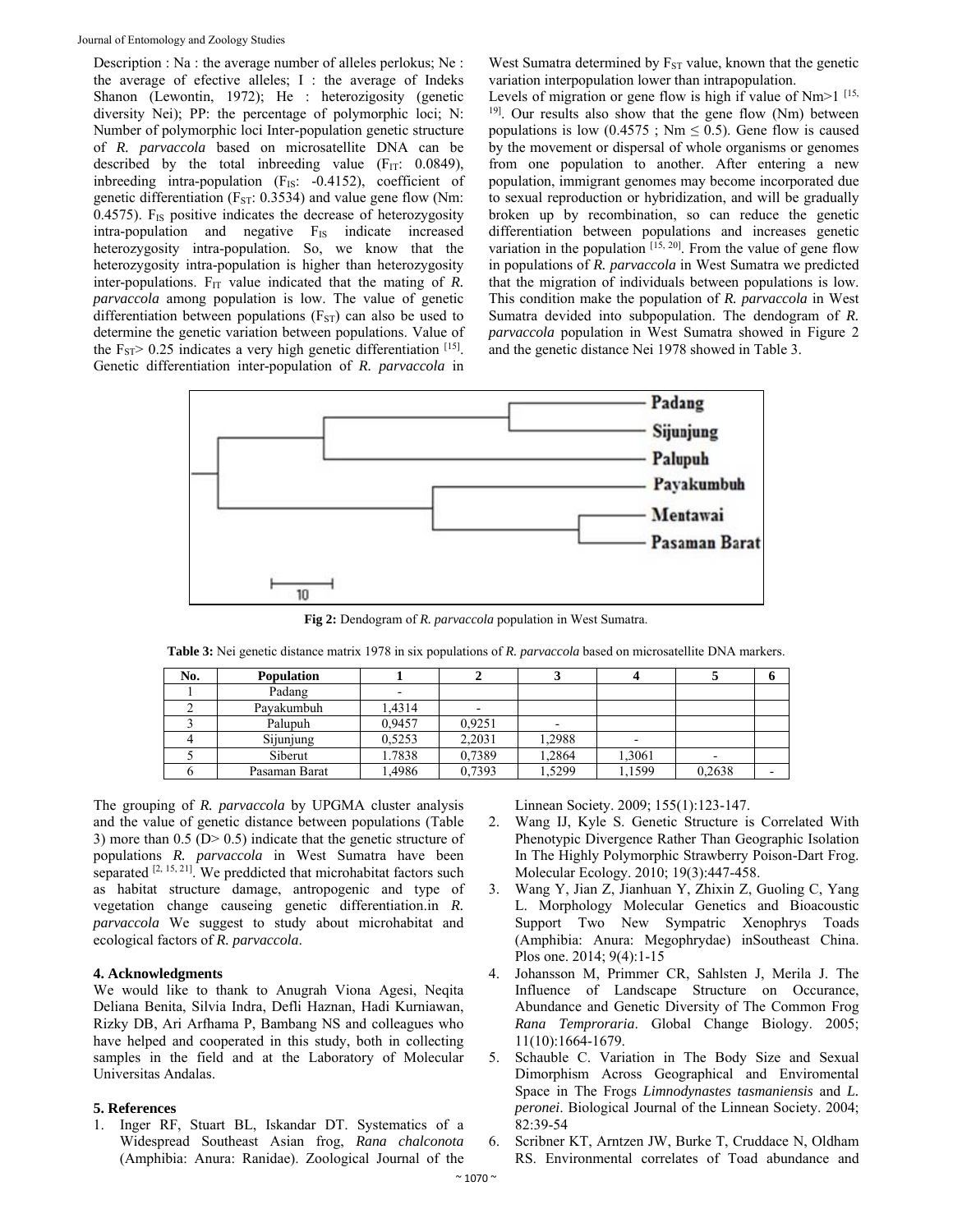Description : Na : the average number of alleles perlokus; Ne : the average of efective alleles; I : the average of Indeks Shanon (Lewontin, 1972); He : heterozigosity (genetic diversity Nei); PP: the percentage of polymorphic loci; N: Number of polymorphic loci Inter-population genetic structure of *R. parvaccola* based on microsatellite DNA can be described by the total inbreeding value ($F_{IT}$: 0.0849), inbreeding intra-population ($F_{IS}$: -0.4152), coefficient of genetic differentiation ($F_{ST}$: 0.3534) and value gene flow (Nm: 0.4575). $F_{IS}$ positive indicates the decrease of heterozygosity intra-population and negative $F_{IS}$ indicate increased heterozygosity intra-population. So, we know that the heterozygosity intra-population is higher than heterozygosity inter-populations. $F_{IT}$ value indicated that the mating of *R. parvaccola* among population is low. The value of genetic differentiation between populations ($F_{ST}$) can also be used to determine the genetic variation between populations. Value of the $F_{ST}$> 0.25 indicates a very high genetic differentiation [15]. Genetic differentiation inter-population of *R. parvaccola* in West Sumatra determined by $F_{ST}$ value, known that the genetic variation interpopulation lower than intrapopulation.

Levels of migration or gene flow is high if value of Nm>1 [15, 19]. Our results also show that the gene flow (Nm) between populations is low (0.4575 ; Nm ≤ 0.5). Gene flow is caused by the movement or dispersal of whole organisms or genomes from one population to another. After entering a new population, immigrant genomes may become incorporated due to sexual reproduction or hybridization, and will be gradually broken up by recombination, so can reduce the genetic differentiation between populations and increases genetic variation in the population [15, 20]. From the value of gene flow in populations of *R. parvaccola* in West Sumatra we predicted that the migration of individuals between populations is low. This condition make the population of *R. parvaccola* in West Sumatra devided into subpopulation. The dendogram of *R. parvaccola* population in West Sumatra showed in Figure 2 and the genetic distance Nei 1978 showed in Table 3.

**Fig 2:** Dendogram of *R. parvaccola* population in West Sumatra.

**Table 3:** Nei genetic distance matrix 1978 in six populations of *R. parvaccola* based on microsatellite DNA markers.

| No. | Population | 1 | 2 | 3 | 4 | 5 | 6 |
|---|---|---|---|---|---|---|---|
| 1 | Padang | - | | | | | |
| 2 | Payakumbuh | 1,4314 | - | | | | |
| 3 | Palupuh | 0,9457 | 0,9251 | - | | | |
| 4 | Sijunjung | 0,5253 | 2,2031 | 1,2988 | - | | |
| 5 | Siberut | 1.7838 | 0,7389 | 1,2864 | 1,3061 | - | |
| 6 | Pasaman Barat | 1,4986 | 0,7393 | 1,5299 | 1,1599 | 0,2638 | - |

The grouping of *R. parvaccola* by UPGMA cluster analysis and the value of genetic distance between populations (Table 3) more than 0.5 (D> 0.5) indicate that the genetic structure of populations *R. parvaccola* in West Sumatra have been separated [2, 15, 21]. We preddicted that microhabitat factors such as habitat structure damage, antropogenic and type of vegetation change causeing genetic differentiation.in *R. parvaccola* We suggest to study about microhabitat and ecological factors of *R. parvaccola*.

## 4. Acknowledgments

We would like to thank to Anugrah Viona Agesi, Neqita Deliana Benita, Silvia Indra, Defli Haznan, Hadi Kurniawan, Rizky DB, Ari Arfhama P, Bambang NS and colleagues who have helped and cooperated in this study, both in collecting samples in the field and at the Laboratory of Molecular Universitas Andalas.

## 5. References

1. Inger RF, Stuart BL, Iskandar DT. Systematics of a Widespread Southeast Asian frog, *Rana chalconota* (Amphibia: Anura: Ranidae). Zoological Journal of the Linnean Society. 2009; 155(1):123-147.
2. Wang IJ, Kyle S. Genetic Structure is Correlated With Phenotypic Divergence Rather Than Geographic Isolation In The Highly Polymorphic Strawberry Poison-Dart Frog. Molecular Ecology. 2010; 19(3):447-458.
3. Wang Y, Jian Z, Jianhuan Y, Zhixin Z, Guoling C, Yang L. Morphology Molecular Genetics and Bioacoustic Support Two New Sympatric Xenophrys Toads (Amphibia: Anura: Megophrydae) inSoutheast China. Plos one. 2014; 9(4):1-15
4. Johansson M, Primmer CR, Sahlsten J, Merila J. The Influence of Landscape Structure on Occurance, Abundance and Genetic Diversity of The Common Frog *Rana Temproraria*. Global Change Biology. 2005; 11(10):1664-1679.
5. Schauble C. Variation in The Body Size and Sexual Dimorphism Across Geographical and Enviromental Space in The Frogs *Limnodynastes tasmaniensis* and *L. peronei*. Biological Journal of the Linnean Society. 2004; 82:39-54
6. Scribner KT, Arntzen JW, Burke T, Cruddace N, Oldham RS. Environmental correlates of Toad abundance and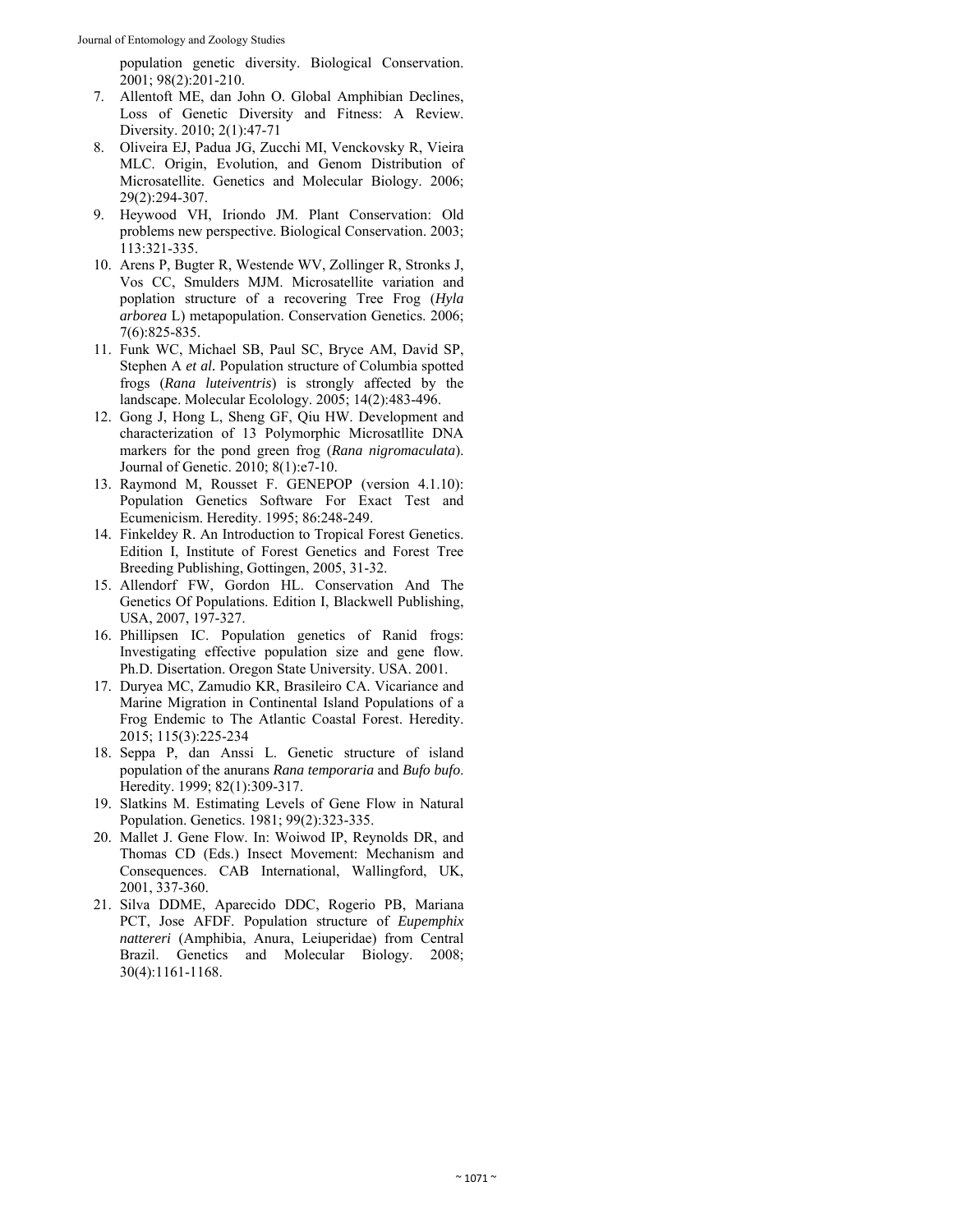population genetic diversity. Biological Conservation. 2001; 98(2):201-210.

7. Allentoft ME, dan John O. Global Amphibian Declines, Loss of Genetic Diversity and Fitness: A Review. Diversity. 2010; 2(1):47-71
8. Oliveira EJ, Padua JG, Zucchi MI, Venckovsky R, Vieira MLC. Origin, Evolution, and Genom Distribution of Microsatellite. Genetics and Molecular Biology. 2006; 29(2):294-307.
9. Heywood VH, Iriondo JM. Plant Conservation: Old problems new perspective. Biological Conservation. 2003; 113:321-335.
10. Arens P, Bugter R, Westende WV, Zollinger R, Stronks J, Vos CC, Smulders MJM. Microsatellite variation and poplation structure of a recovering Tree Frog (*Hyla arborea* L) metapopulation. Conservation Genetics. 2006; 7(6):825-835.
11. Funk WC, Michael SB, Paul SC, Bryce AM, David SP, Stephen A *et al*. Population structure of Columbia spotted frogs (*Rana luteiventris*) is strongly affected by the landscape. Molecular Ecolology. 2005; 14(2):483-496.
12. Gong J, Hong L, Sheng GF, Qiu HW. Development and characterization of 13 Polymorphic Microsatllite DNA markers for the pond green frog (*Rana nigromaculata*). Journal of Genetic. 2010; 8(1):e7-10.
13. Raymond M, Rousset F. GENEPOP (version 4.1.10): Population Genetics Software For Exact Test and Ecumenicism. Heredity. 1995; 86:248-249.
14. Finkeldey R. An Introduction to Tropical Forest Genetics. Edition I, Institute of Forest Genetics and Forest Tree Breeding Publishing, Gottingen, 2005, 31-32.
15. Allendorf FW, Gordon HL. Conservation And The Genetics Of Populations. Edition I, Blackwell Publishing, USA, 2007, 197-327.
16. Phillipsen IC. Population genetics of Ranid frogs: Investigating effective population size and gene flow. Ph.D. Disertation. Oregon State University. USA. 2001.
17. Duryea MC, Zamudio KR, Brasileiro CA. Vicariance and Marine Migration in Continental Island Populations of a Frog Endemic to The Atlantic Coastal Forest. Heredity. 2015; 115(3):225-234
18. Seppa P, dan Anssi L. Genetic structure of island population of the anurans *Rana temporaria* and *Bufo bufo*. Heredity. 1999; 82(1):309-317.
19. Slatkins M. Estimating Levels of Gene Flow in Natural Population. Genetics. 1981; 99(2):323-335.
20. Mallet J. Gene Flow. In: Woiwod IP, Reynolds DR, and Thomas CD (Eds.) Insect Movement: Mechanism and Consequences. CAB International, Wallingford, UK, 2001, 337-360.
21. Silva DDME, Aparecido DDC, Rogerio PB, Mariana PCT, Jose AFDF. Population structure of *Eupemphix nattereri* (Amphibia, Anura, Leiuperidae) from Central Brazil. Genetics and Molecular Biology. 2008; 30(4):1161-1168.